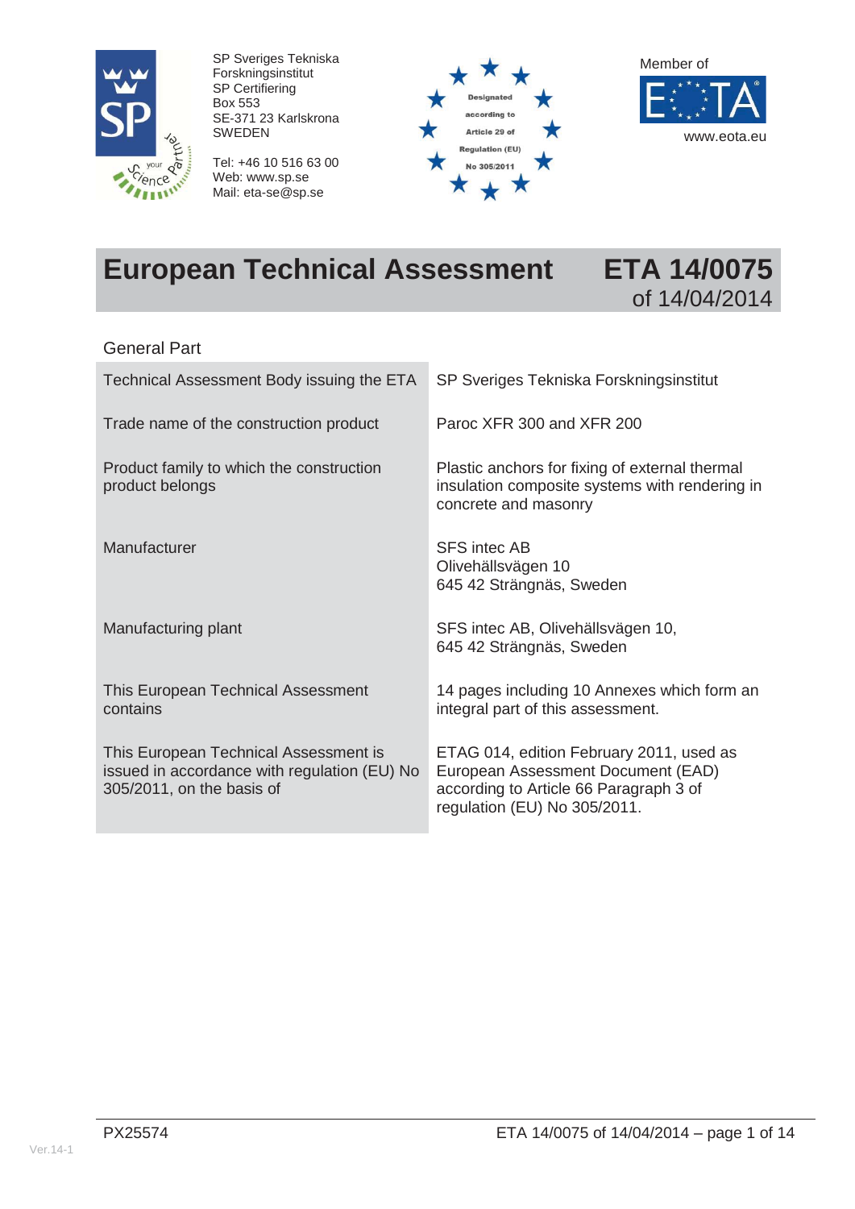SP Sveriges Tekniska Forskningsinstitut
SP Certifiering
Box 553
SE-371 23 Karlskrona
SWEDEN

Tel: +46 10 516 63 00
Web: www.sp.se
Mail: eta-se@sp.se

Designated according to Article 29 of Regulation (EU) No 305/2011

Member of EOTA
www.eota.eu

# European Technical Assessment ETA 14/0075 of 14/04/2014

## General Part

| | |
|---|---|
| Technical Assessment Body issuing the ETA | SP Sveriges Tekniska Forskningsinstitut |
| Trade name of the construction product | Paroc XFR 300 and XFR 200 |
| Product family to which the construction product belongs | Plastic anchors for fixing of external thermal insulation composite systems with rendering in concrete and masonry |
| Manufacturer | SFS intec AB<br>Olivehällsvägen 10<br>645 42 Strängnäs, Sweden |
| Manufacturing plant | SFS intec AB, Olivehällsvägen 10,<br>645 42 Strängnäs, Sweden |
| This European Technical Assessment contains | 14 pages including 10 Annexes which form an integral part of this assessment. |
| This European Technical Assessment is issued in accordance with regulation (EU) No 305/2011, on the basis of | ETAG 014, edition February 2011, used as European Assessment Document (EAD) according to Article 66 Paragraph 3 of regulation (EU) No 305/2011. |

PX25574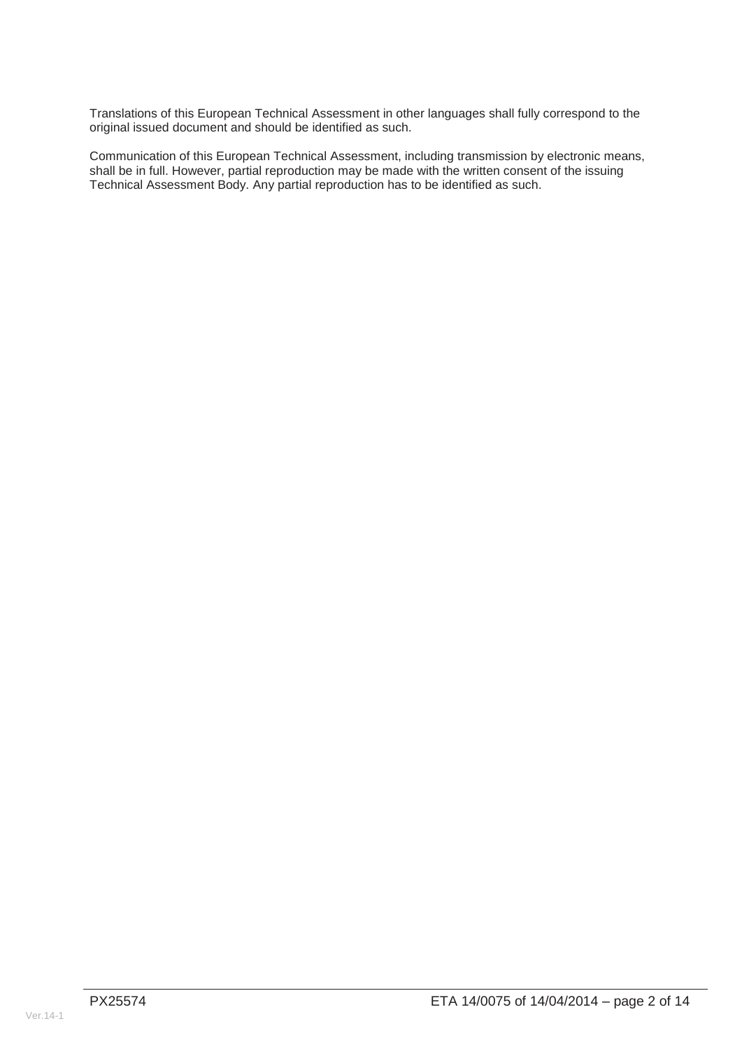Translations of this European Technical Assessment in other languages shall fully correspond to the original issued document and should be identified as such.

Communication of this European Technical Assessment, including transmission by electronic means, shall be in full. However, partial reproduction may be made with the written consent of the issuing Technical Assessment Body. Any partial reproduction has to be identified as such.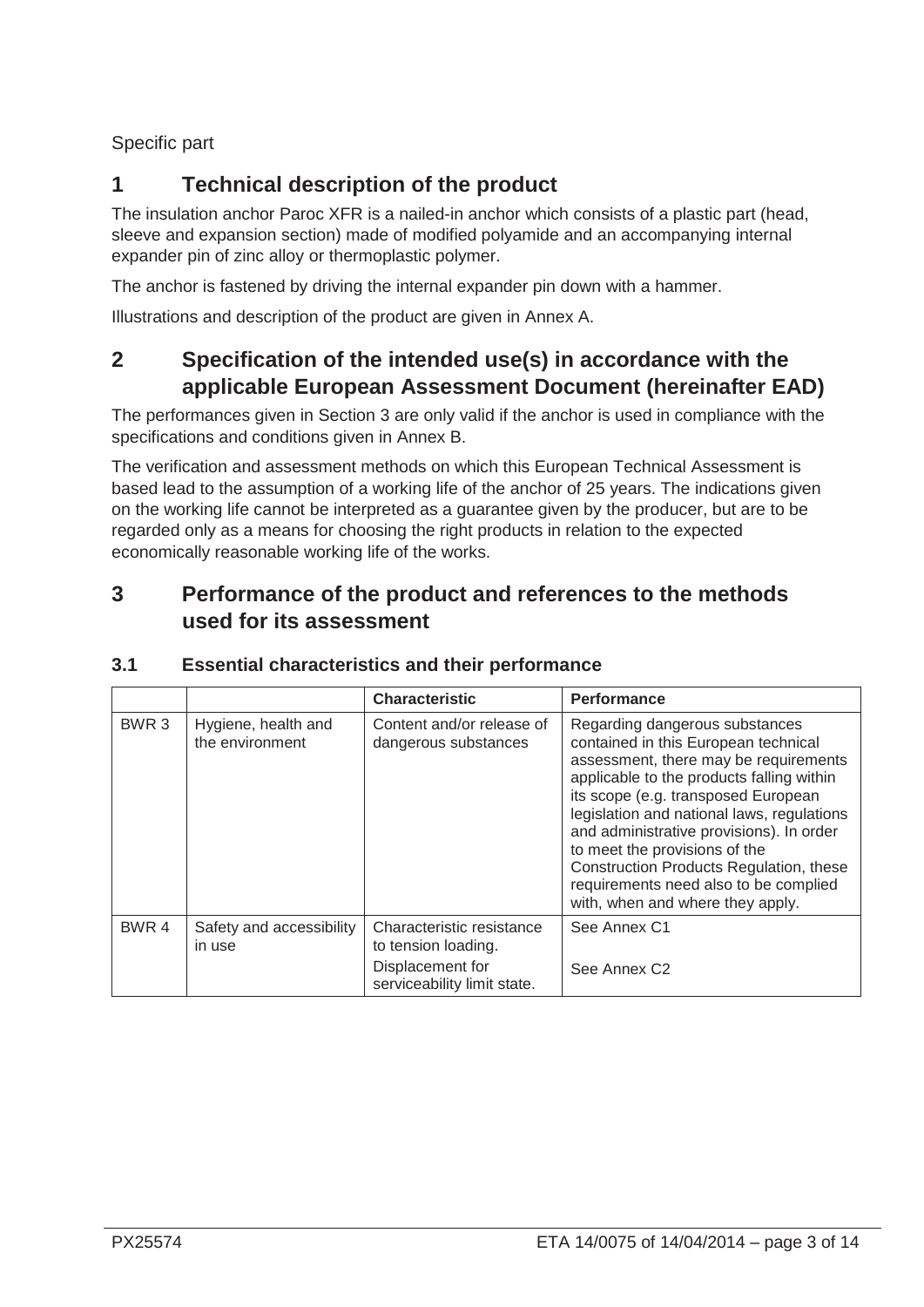Specific part

# 1 Technical description of the product

The insulation anchor Paroc XFR is a nailed-in anchor which consists of a plastic part (head, sleeve and expansion section) made of modified polyamide and an accompanying internal expander pin of zinc alloy or thermoplastic polymer.

The anchor is fastened by driving the internal expander pin down with a hammer.

Illustrations and description of the product are given in Annex A.

# 2 Specification of the intended use(s) in accordance with the applicable European Assessment Document (hereinafter EAD)

The performances given in Section 3 are only valid if the anchor is used in compliance with the specifications and conditions given in Annex B.

The verification and assessment methods on which this European Technical Assessment is based lead to the assumption of a working life of the anchor of 25 years. The indications given on the working life cannot be interpreted as a guarantee given by the producer, but are to be regarded only as a means for choosing the right products in relation to the expected economically reasonable working life of the works.

# 3 Performance of the product and references to the methods used for its assessment

## 3.1 Essential characteristics and their performance

| | | Characteristic | Performance |
|---|---|---|---|
| BWR 3 | Hygiene, health and the environment | Content and/or release of dangerous substances | Regarding dangerous substances contained in this European technical assessment, there may be requirements applicable to the products falling within its scope (e.g. transposed European legislation and national laws, regulations and administrative provisions). In order to meet the provisions of the Construction Products Regulation, these requirements need also to be complied with, when and where they apply. |
| BWR 4 | Safety and accessibility in use | Characteristic resistance to tension loading. | See Annex C1 |
| | | Displacement for serviceability limit state. | See Annex C2 |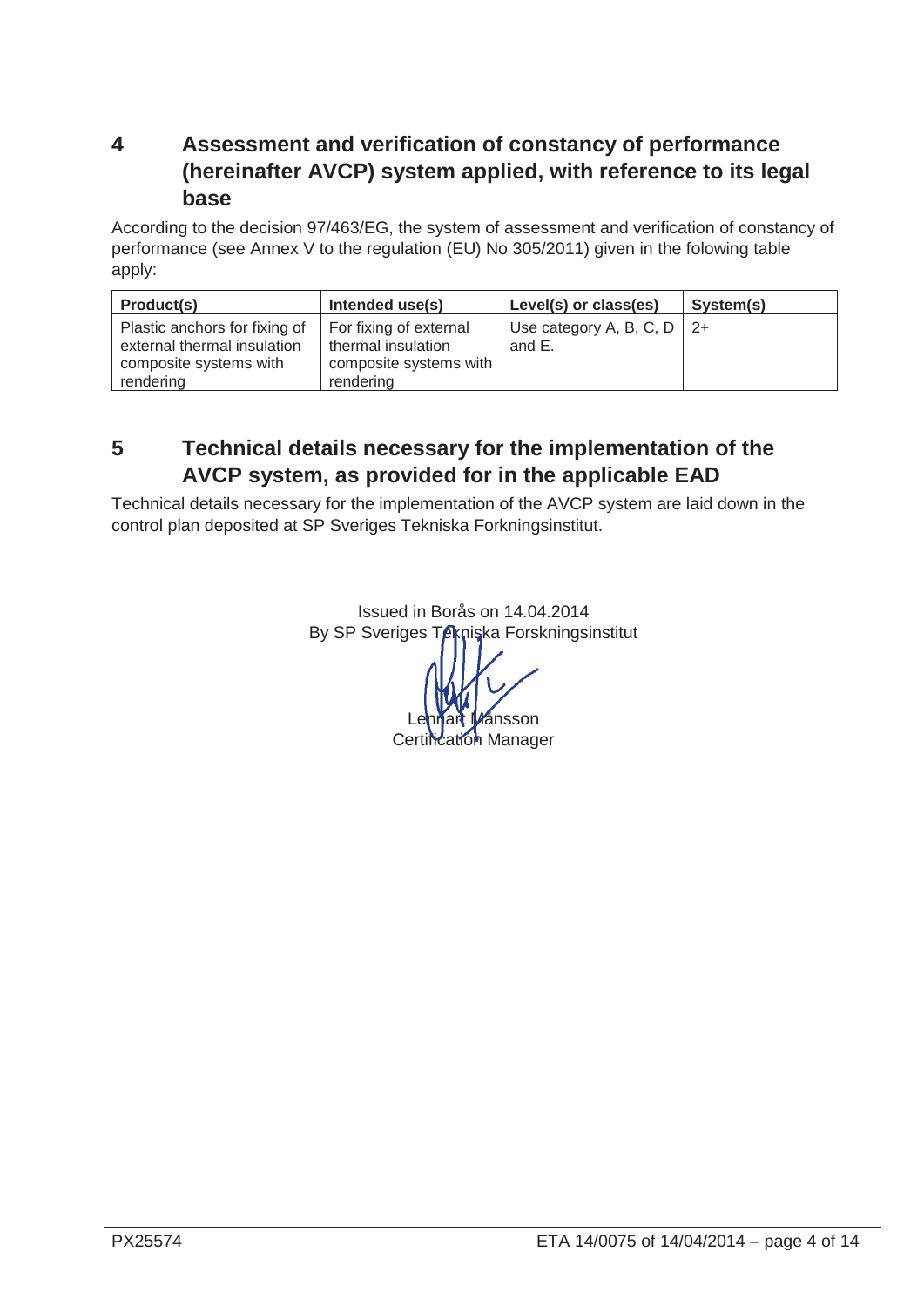## 4 Assessment and verification of constancy of performance (hereinafter AVCP) system applied, with reference to its legal base

According to the decision 97/463/EG, the system of assessment and verification of constancy of performance (see Annex V to the regulation (EU) No 305/2011) given in the folowing table apply:

| Product(s) | Intended use(s) | Level(s) or class(es) | System(s) |
|---|---|---|---|
| Plastic anchors for fixing of external thermal insulation composite systems with rendering | For fixing of external thermal insulation composite systems with rendering | Use category A, B, C, D and E. | 2+ |

## 5 Technical details necessary for the implementation of the AVCP system, as provided for in the applicable EAD

Technical details necessary for the implementation of the AVCP system are laid down in the control plan deposited at SP Sveriges Tekniska Forkningsinstitut.

Issued in Borås on 14.04.2014
By SP Sveriges Tekniska Forskningsinstitut

Lennart Månsson
Certification Manager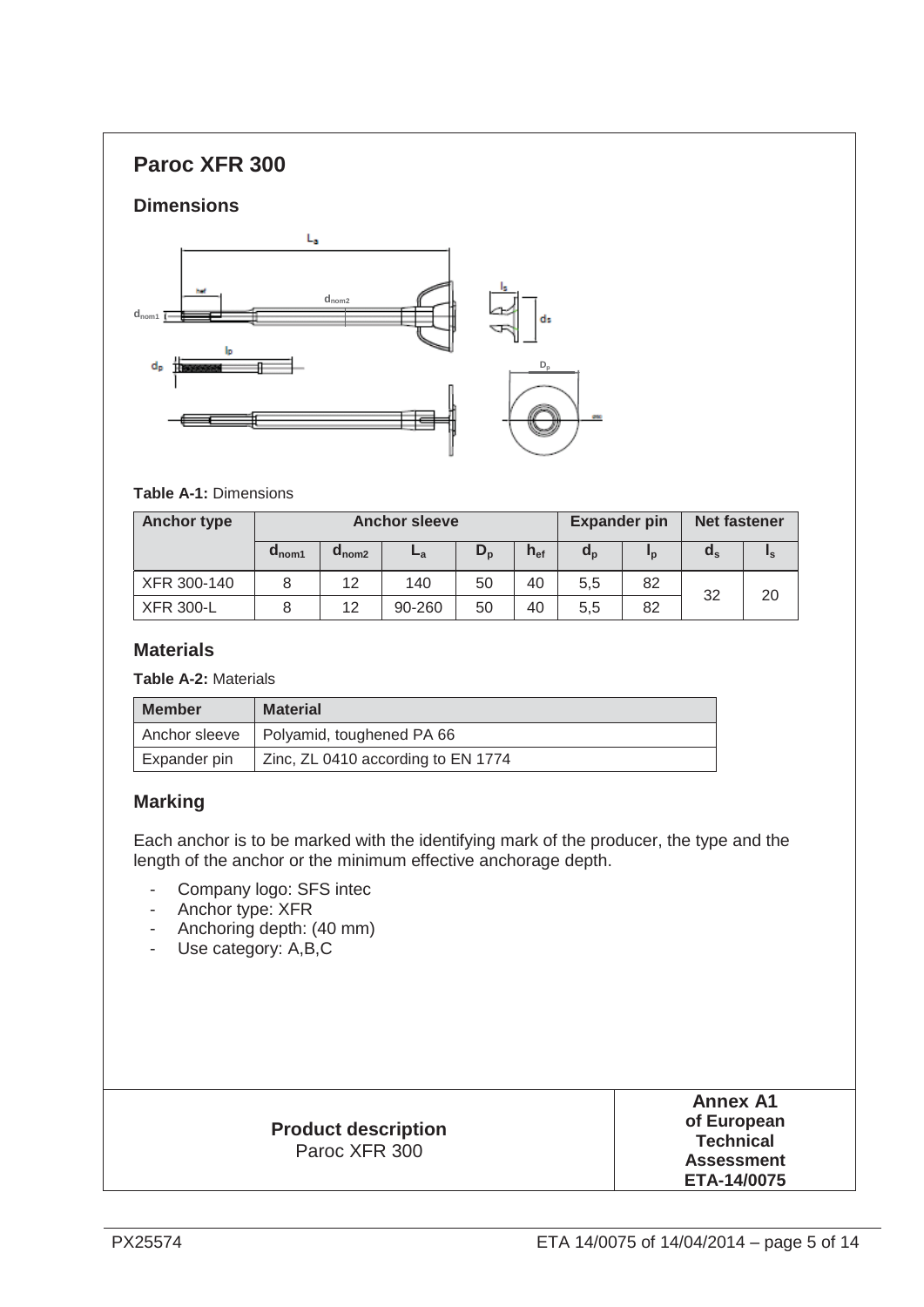# Paroc XFR 300

## Dimensions

**Table A-1:** Dimensions

| Anchor type | Anchor sleeve | | | | | Expander pin | | Net fastener | |
|---|---|---|---|---|---|---|---|---|---|
| | $d_{nom1}$ | $d_{nom2}$ | $L_a$ | $D_p$ | $h_{ef}$ | $d_p$ | $l_p$ | $d_s$ | $l_s$ |
| XFR 300-140 | 8 | 12 | 140 | 50 | 40 | 5,5 | 82 | 32 | 20 |
| XFR 300-L | 8 | 12 | 90-260 | 50 | 40 | 5,5 | 82 | | |

## Materials

**Table A-2:** Materials

| Member | Material |
|---|---|
| Anchor sleeve | Polyamid, toughened PA 66 |
| Expander pin | Zinc, ZL 0410 according to EN 1774 |

## Marking

Each anchor is to be marked with the identifying mark of the producer, the type and the length of the anchor or the minimum effective anchorage depth.

- Company logo: SFS intec
- Anchor type: XFR
- Anchoring depth: (40 mm)
- Use category: A,B,C

| **Product description** Paroc XFR 300 | **Annex A1 of European Technical Assessment ETA-14/0075** |
|---|---|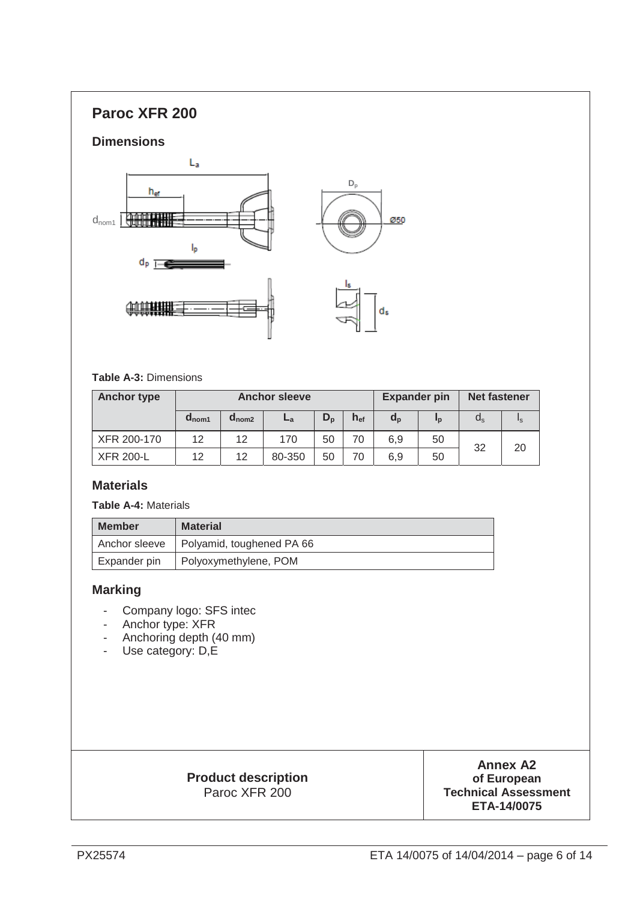# Paroc XFR 200

## Dimensions

**Table A-3:** Dimensions

| Anchor type | Anchor sleeve | | | | | Expander pin | | Net fastener | |
|---|---|---|---|---|---|---|---|---|---|
| | $d_{nom1}$ | $d_{nom2}$ | $L_a$ | $D_p$ | $h_{ef}$ | $d_p$ | $l_p$ | $d_s$ | $l_s$ |
| XFR 200-170 | 12 | 12 | 170 | 50 | 70 | 6,9 | 50 | 32 | 20 |
| XFR 200-L | 12 | 12 | 80-350 | 50 | 70 | 6,9 | 50 | | |

## Materials

**Table A-4:** Materials

| Member | Material |
|---|---|
| Anchor sleeve | Polyamid, toughened PA 66 |
| Expander pin | Polyoxymethylene, POM |

## Marking

- Company logo: SFS intec
- Anchor type: XFR
- Anchoring depth (40 mm)
- Use category: D,E

**Product description**
Paroc XFR 200

**Annex A2**
**of European Technical Assessment**
**ETA-14/0075**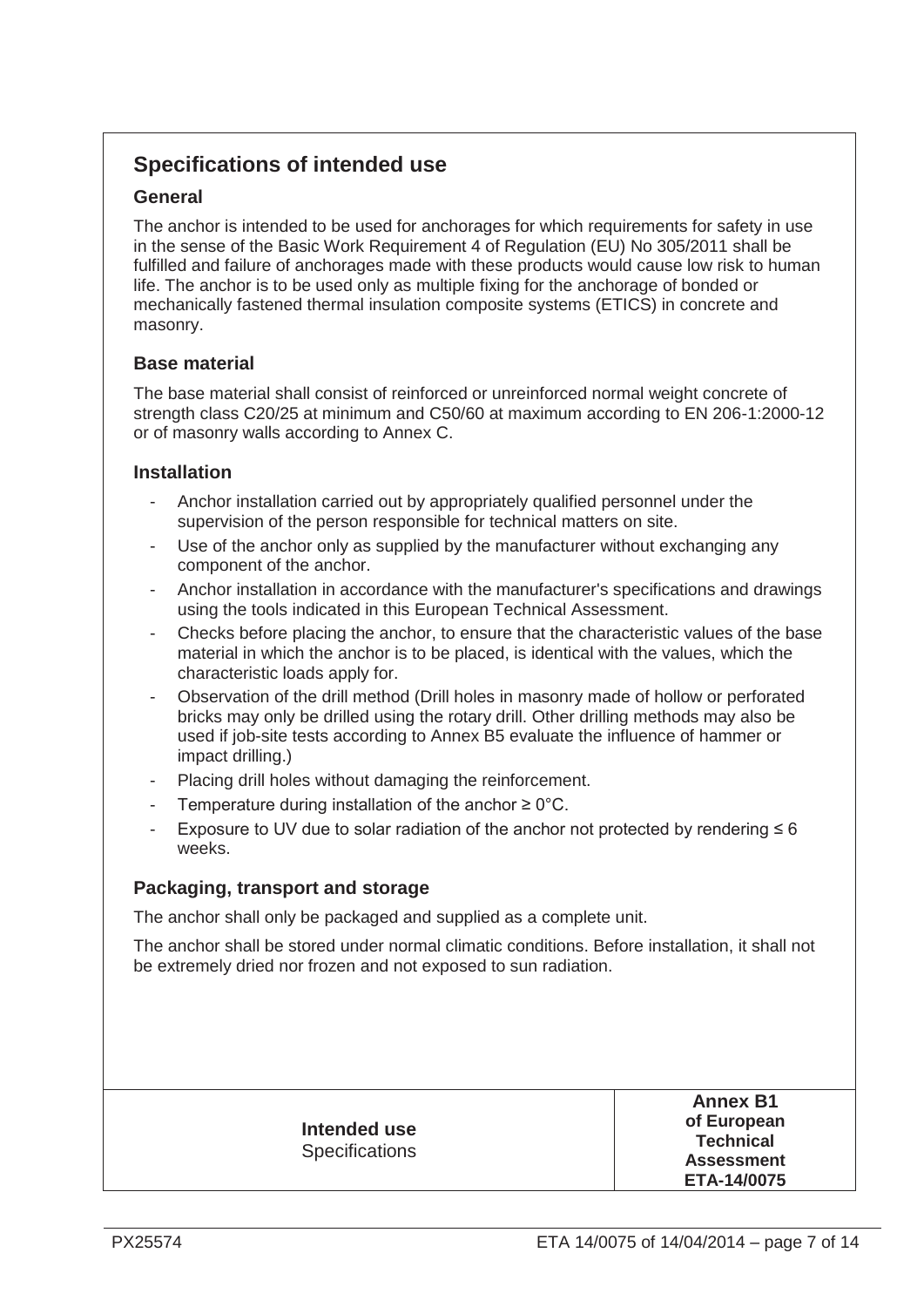## Specifications of intended use

### General

The anchor is intended to be used for anchorages for which requirements for safety in use in the sense of the Basic Work Requirement 4 of Regulation (EU) No 305/2011 shall be fulfilled and failure of anchorages made with these products would cause low risk to human life. The anchor is to be used only as multiple fixing for the anchorage of bonded or mechanically fastened thermal insulation composite systems (ETICS) in concrete and masonry.

### Base material

The base material shall consist of reinforced or unreinforced normal weight concrete of strength class C20/25 at minimum and C50/60 at maximum according to EN 206-1:2000-12 or of masonry walls according to Annex C.

### Installation

- Anchor installation carried out by appropriately qualified personnel under the supervision of the person responsible for technical matters on site.
- Use of the anchor only as supplied by the manufacturer without exchanging any component of the anchor.
- Anchor installation in accordance with the manufacturer's specifications and drawings using the tools indicated in this European Technical Assessment.
- Checks before placing the anchor, to ensure that the characteristic values of the base material in which the anchor is to be placed, is identical with the values, which the characteristic loads apply for.
- Observation of the drill method (Drill holes in masonry made of hollow or perforated bricks may only be drilled using the rotary drill. Other drilling methods may also be used if job-site tests according to Annex B5 evaluate the influence of hammer or impact drilling.)
- Placing drill holes without damaging the reinforcement.
- Temperature during installation of the anchor ≥ 0°C.
- Exposure to UV due to solar radiation of the anchor not protected by rendering ≤ 6 weeks.

### Packaging, transport and storage

The anchor shall only be packaged and supplied as a complete unit.

The anchor shall be stored under normal climatic conditions. Before installation, it shall not be extremely dried nor frozen and not exposed to sun radiation.

| **Intended use**<br>Specifications | **Annex B1**<br>**of European Technical Assessment**<br>**ETA-14/0075** |
|---|---|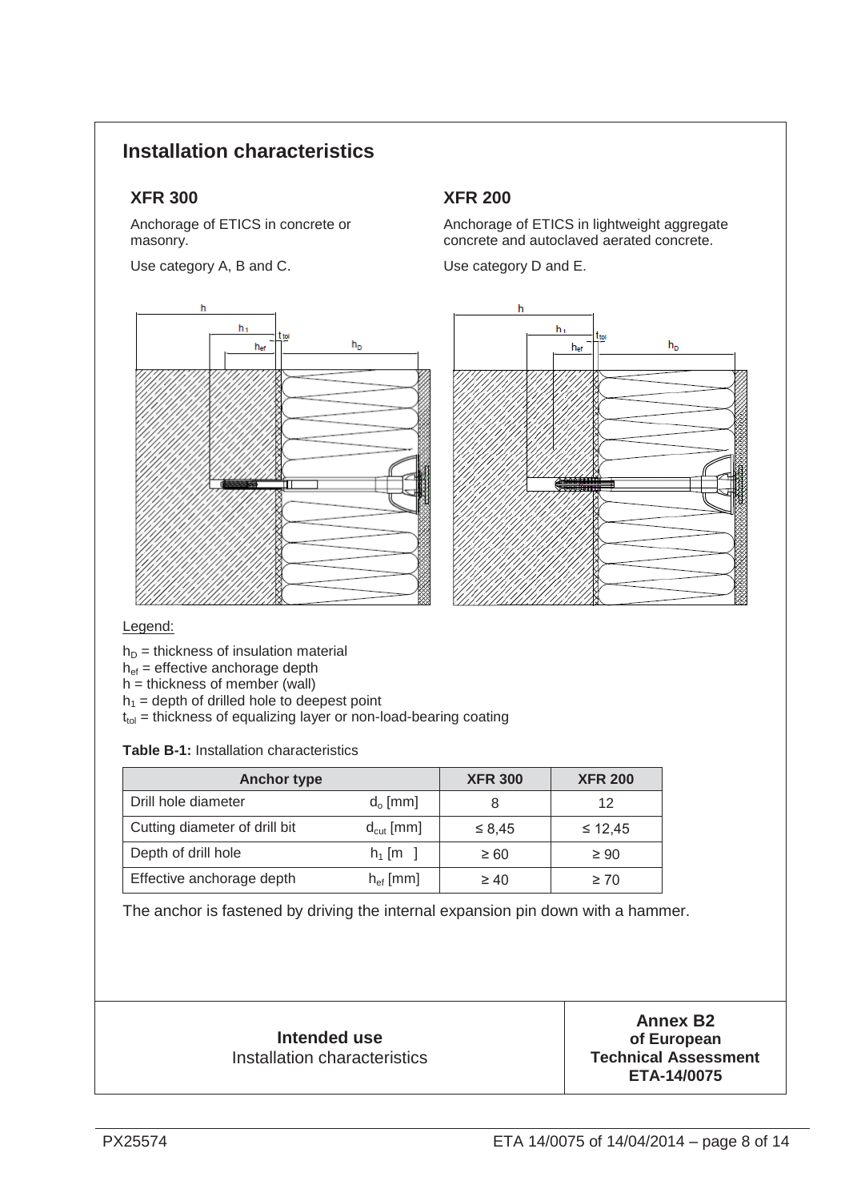# Installation characteristics

## XFR 300

Anchorage of ETICS in concrete or masonry.

Use category A, B and C.

## XFR 200

Anchorage of ETICS in lightweight aggregate concrete and autoclaved aerated concrete.

Use category D and E.

Legend:

$h_D$ = thickness of insulation material
$h_{ef}$ = effective anchorage depth
h = thickness of member (wall)
$h_1$ = depth of drilled hole to deepest point
$t_{tol}$ = thickness of equalizing layer or non-load-bearing coating

**Table B-1:** Installation characteristics

| Anchor type | | XFR 300 | XFR 200 |
|---|---|---|---|
| Drill hole diameter | $d_o$ [mm] | 8 | 12 |
| Cutting diameter of drill bit | $d_{cut}$ [mm] | ≤ 8,45 | ≤ 12,45 |
| Depth of drill hole | $h_1$ [m ] | ≥ 60 | ≥ 90 |
| Effective anchorage depth | $h_{ef}$ [mm] | ≥ 40 | ≥ 70 |

The anchor is fastened by driving the internal expansion pin down with a hammer.

**Intended use**
Installation characteristics

**Annex B2**
**of European**
**Technical Assessment**
**ETA-14/0075**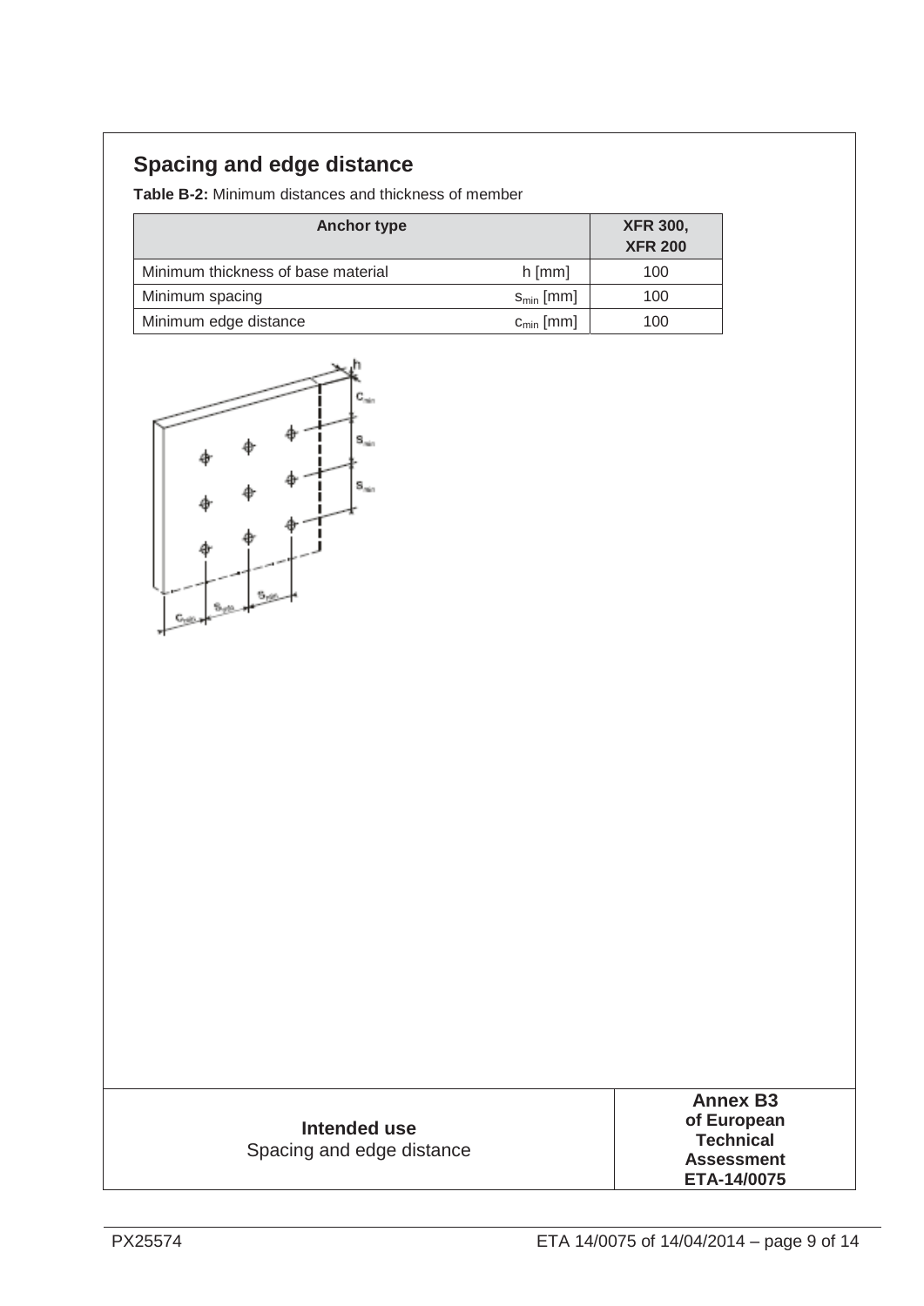## Spacing and edge distance

**Table B-2:** Minimum distances and thickness of member

| Anchor type | | XFR 300, XFR 200 |
|---|---|---|
| Minimum thickness of base material | h [mm] | 100 |
| Minimum spacing | $s_{min}$ [mm] | 100 |
| Minimum edge distance | $c_{min}$ [mm] | 100 |

| **Intended use**<br>Spacing and edge distance | **Annex B3**<br>**of European Technical Assessment**<br>**ETA-14/0075** |
|---|---|

PX25574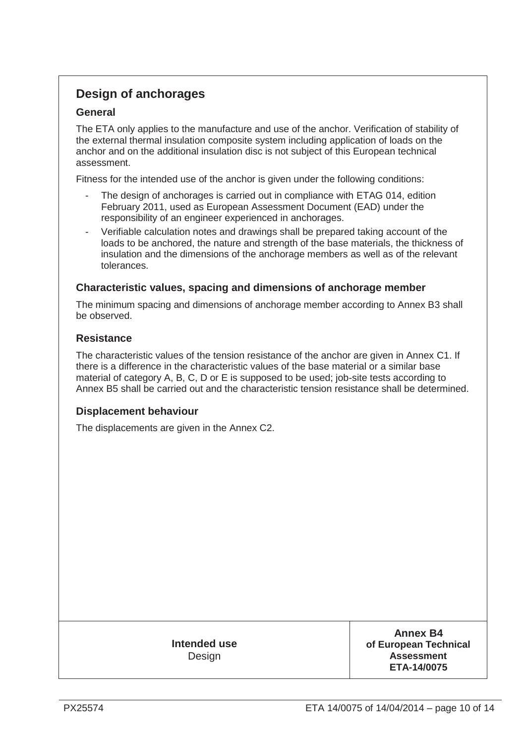## Design of anchorages

### General

The ETA only applies to the manufacture and use of the anchor. Verification of stability of the external thermal insulation composite system including application of loads on the anchor and on the additional insulation disc is not subject of this European technical assessment.

Fitness for the intended use of the anchor is given under the following conditions:

- The design of anchorages is carried out in compliance with ETAG 014, edition February 2011, used as European Assessment Document (EAD) under the responsibility of an engineer experienced in anchorages.
- Verifiable calculation notes and drawings shall be prepared taking account of the loads to be anchored, the nature and strength of the base materials, the thickness of insulation and the dimensions of the anchorage members as well as of the relevant tolerances.

### Characteristic values, spacing and dimensions of anchorage member

The minimum spacing and dimensions of anchorage member according to Annex B3 shall be observed.

### Resistance

The characteristic values of the tension resistance of the anchor are given in Annex C1. If there is a difference in the characteristic values of the base material or a similar base material of category A, B, C, D or E is supposed to be used; job-site tests according to Annex B5 shall be carried out and the characteristic tension resistance shall be determined.

### Displacement behaviour

The displacements are given in the Annex C2.

| **Intended use**<br>Design | **Annex B4**<br>**of European Technical Assessment**<br>**ETA-14/0075** |
|---|---|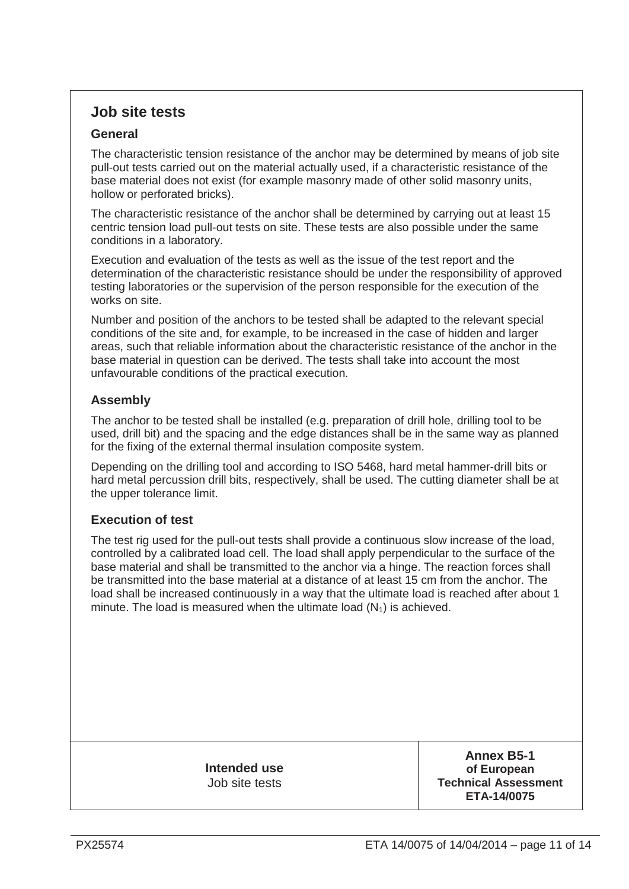## Job site tests

### General

The characteristic tension resistance of the anchor may be determined by means of job site pull-out tests carried out on the material actually used, if a characteristic resistance of the base material does not exist (for example masonry made of other solid masonry units, hollow or perforated bricks).

The characteristic resistance of the anchor shall be determined by carrying out at least 15 centric tension load pull-out tests on site. These tests are also possible under the same conditions in a laboratory.

Execution and evaluation of the tests as well as the issue of the test report and the determination of the characteristic resistance should be under the responsibility of approved testing laboratories or the supervision of the person responsible for the execution of the works on site.

Number and position of the anchors to be tested shall be adapted to the relevant special conditions of the site and, for example, to be increased in the case of hidden and larger areas, such that reliable information about the characteristic resistance of the anchor in the base material in question can be derived. The tests shall take into account the most unfavourable conditions of the practical execution.

### Assembly

The anchor to be tested shall be installed (e.g. preparation of drill hole, drilling tool to be used, drill bit) and the spacing and the edge distances shall be in the same way as planned for the fixing of the external thermal insulation composite system.

Depending on the drilling tool and according to ISO 5468, hard metal hammer-drill bits or hard metal percussion drill bits, respectively, shall be used. The cutting diameter shall be at the upper tolerance limit.

### Execution of test

The test rig used for the pull-out tests shall provide a continuous slow increase of the load, controlled by a calibrated load cell. The load shall apply perpendicular to the surface of the base material and shall be transmitted to the anchor via a hinge. The reaction forces shall be transmitted into the base material at a distance of at least 15 cm from the anchor. The load shall be increased continuously in a way that the ultimate load is reached after about 1 minute. The load is measured when the ultimate load ($N_1$) is achieved.

| **Intended use**<br>Job site tests | **Annex B5-1**<br>**of European**<br>**Technical Assessment**<br>**ETA-14/0075** |
|---|---|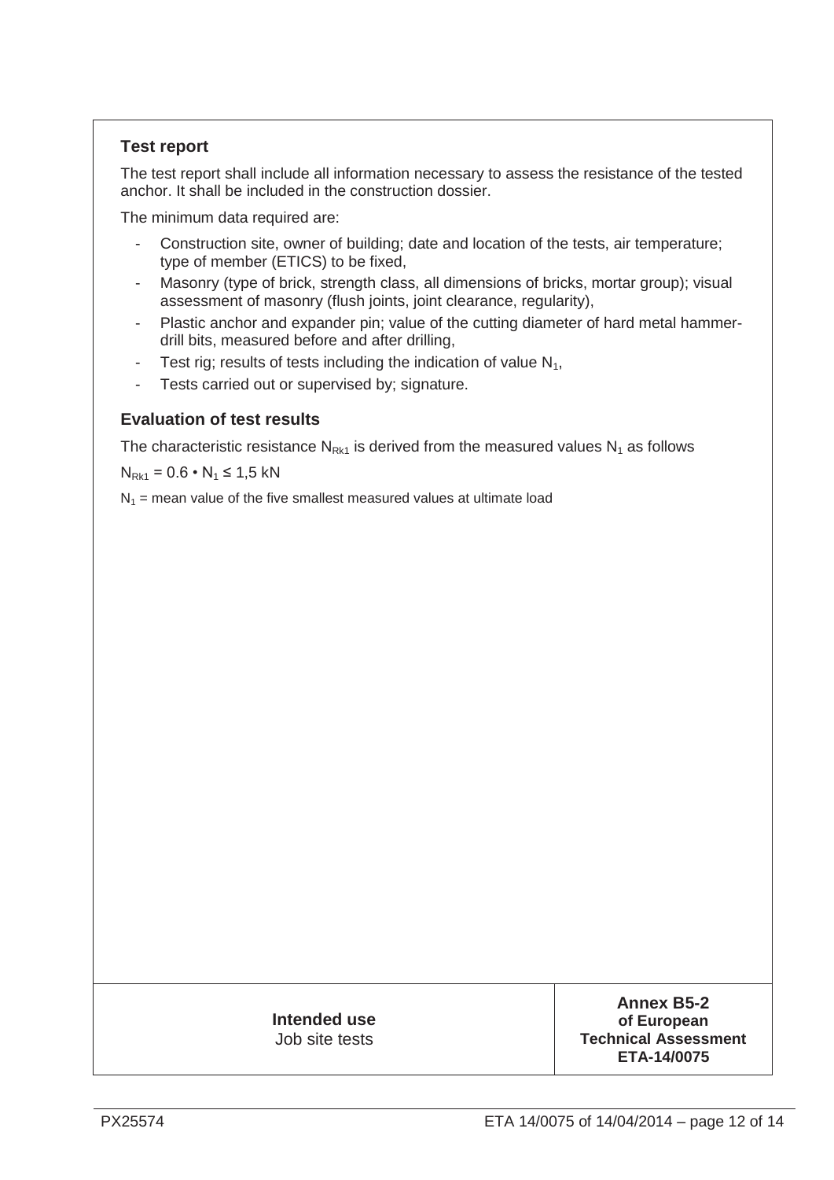## Test report

The test report shall include all information necessary to assess the resistance of the tested anchor. It shall be included in the construction dossier.

The minimum data required are:

- Construction site, owner of building; date and location of the tests, air temperature; type of member (ETICS) to be fixed,
- Masonry (type of brick, strength class, all dimensions of bricks, mortar group); visual assessment of masonry (flush joints, joint clearance, regularity),
- Plastic anchor and expander pin; value of the cutting diameter of hard metal hammer-drill bits, measured before and after drilling,
- Test rig; results of tests including the indication of value $N_1$,
- Tests carried out or supervised by; signature.

## Evaluation of test results

The characteristic resistance $N_{Rk1}$ is derived from the measured values $N_1$ as follows

$N_{Rk1} = 0.6 \cdot N_1 \leq 1{,}5$ kN

$N_1$ = mean value of the five smallest measured values at ultimate load

| **Intended use**<br>Job site tests | **Annex B5-2**<br>**of European**<br>**Technical Assessment**<br>**ETA-14/0075** |
|---|---|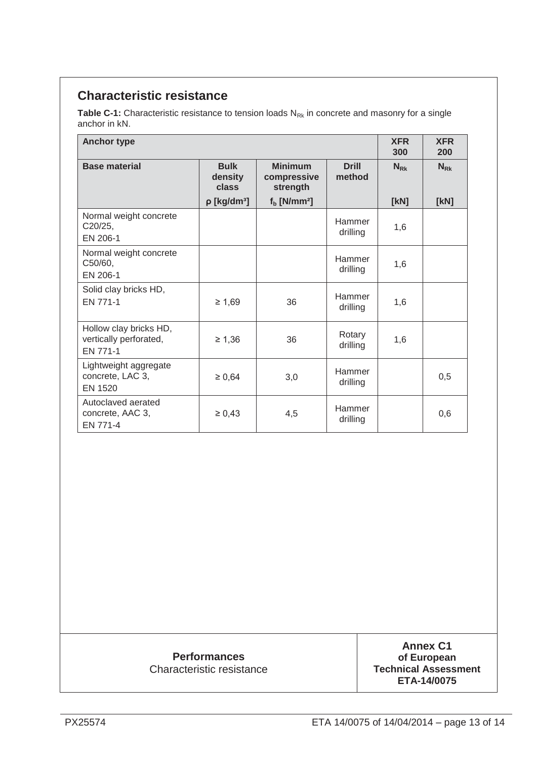## Characteristic resistance

**Table C-1:** Characteristic resistance to tension loads $N_{Rk}$ in concrete and masonry for a single anchor in kN.

| Anchor type | | | | XFR 300 | XFR 200 |
|---|---|---|---|---|---|
| **Base material** | **Bulk density class** | **Minimum compressive strength** | **Drill method** | $N_{Rk}$ | $N_{Rk}$ |
| | ρ [kg/dm³] | $f_b$ [N/mm²] | | [kN] | [kN] |
| Normal weight concrete C20/25, EN 206-1 | | | Hammer drilling | 1,6 | |
| Normal weight concrete C50/60, EN 206-1 | | | Hammer drilling | 1,6 | |
| Solid clay bricks HD, EN 771-1 | ≥ 1,69 | 36 | Hammer drilling | 1,6 | |
| Hollow clay bricks HD, vertically perforated, EN 771-1 | ≥ 1,36 | 36 | Rotary drilling | 1,6 | |
| Lightweight aggregate concrete, LAC 3, EN 1520 | ≥ 0,64 | 3,0 | Hammer drilling | | 0,5 |
| Autoclaved aerated concrete, AAC 3, EN 771-4 | ≥ 0,43 | 4,5 | Hammer drilling | | 0,6 |

**Performances**
Characteristic resistance

**Annex C1**
**of European Technical Assessment ETA-14/0075**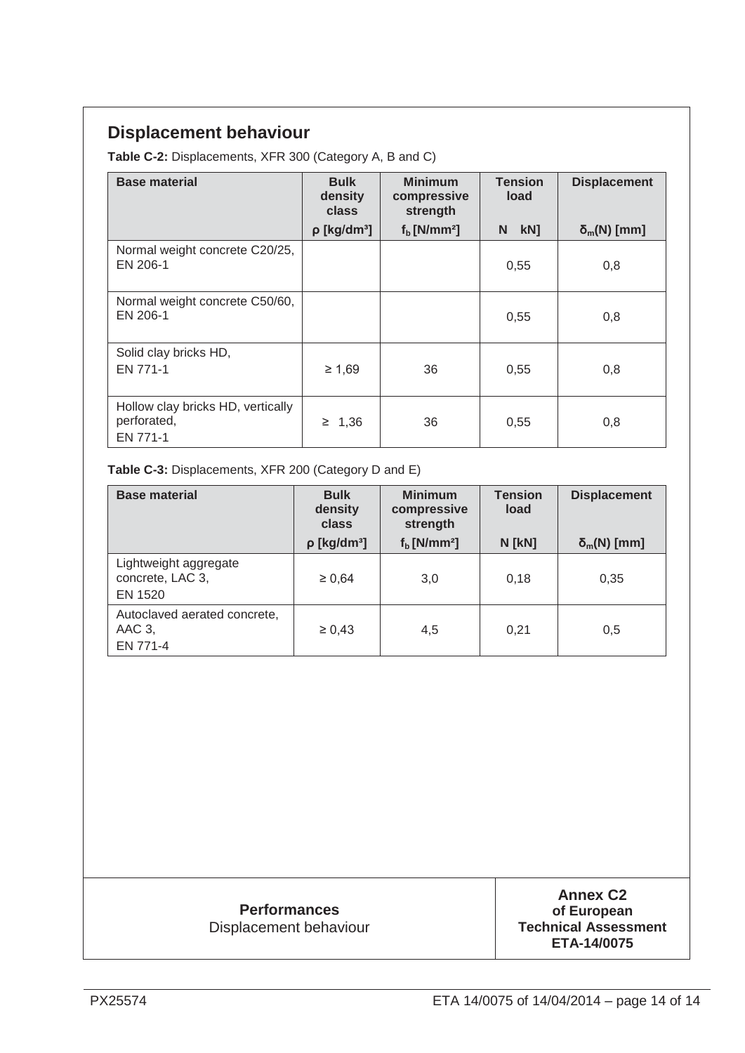## Displacement behaviour

**Table C-2:** Displacements, XFR 300 (Category A, B and C)

| Base material | Bulk density class | Minimum compressive strength | Tension load | Displacement |
|---|---|---|---|---|
| | ρ [kg/dm³] | $f_b$ [N/mm²] | N kN] | $\delta_m$(N) [mm] |
| Normal weight concrete C20/25, EN 206-1 | | | 0,55 | 0,8 |
| Normal weight concrete C50/60, EN 206-1 | | | 0,55 | 0,8 |
| Solid clay bricks HD, EN 771-1 | ≥ 1,69 | 36 | 0,55 | 0,8 |
| Hollow clay bricks HD, vertically perforated, EN 771-1 | ≥ 1,36 | 36 | 0,55 | 0,8 |

**Table C-3:** Displacements, XFR 200 (Category D and E)

| Base material | Bulk density class | Minimum compressive strength | Tension load | Displacement |
|---|---|---|---|---|
| | ρ [kg/dm³] | $f_b$ [N/mm²] | N [kN] | $\delta_m$(N) [mm] |
| Lightweight aggregate concrete, LAC 3, EN 1520 | ≥ 0,64 | 3,0 | 0,18 | 0,35 |
| Autoclaved aerated concrete, AAC 3, EN 771-4 | ≥ 0,43 | 4,5 | 0,21 | 0,5 |

**Performances**
Displacement behaviour

**Annex C2**
**of European**
**Technical Assessment**
**ETA-14/0075**